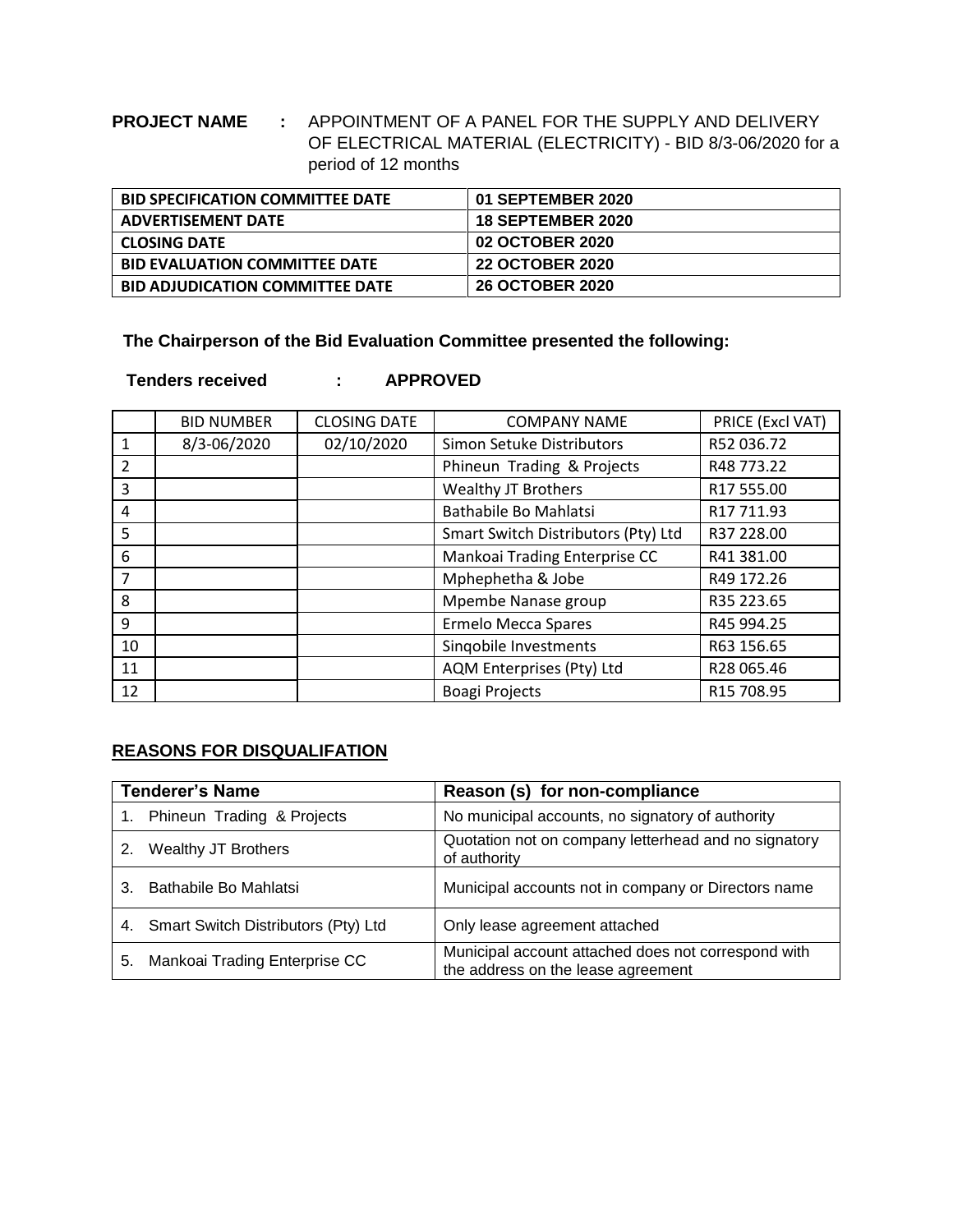**PROJECT NAME :** APPOINTMENT OF A PANEL FOR THE SUPPLY AND DELIVERY OF ELECTRICAL MATERIAL (ELECTRICITY) - BID 8/3-06/2020 for a period of 12 months

| | |
|---|---|
| **BID SPECIFICATION COMMITTEE DATE** | **01 SEPTEMBER 2020** |
| **ADVERTISEMENT DATE** | **18 SEPTEMBER 2020** |
| **CLOSING DATE** | **02 OCTOBER 2020** |
| **BID EVALUATION COMMITTEE DATE** | **22 OCTOBER 2020** |
| **BID ADJUDICATION COMMITTEE DATE** | **26 OCTOBER 2020** |

**The Chairperson of the Bid Evaluation Committee presented the following:**

**Tenders received : APPROVED**

| | BID NUMBER | CLOSING DATE | COMPANY NAME | PRICE (Excl VAT) |
|---|---|---|---|---|
| 1 | 8/3-06/2020 | 02/10/2020 | Simon Setuke Distributors | R52 036.72 |
| 2 | | | Phineun Trading & Projects | R48 773.22 |
| 3 | | | Wealthy JT Brothers | R17 555.00 |
| 4 | | | Bathabile Bo Mahlatsi | R17 711.93 |
| 5 | | | Smart Switch Distributors (Pty) Ltd | R37 228.00 |
| 6 | | | Mankoai Trading Enterprise CC | R41 381.00 |
| 7 | | | Mphephetha & Jobe | R49 172.26 |
| 8 | | | Mpembe Nanase group | R35 223.65 |
| 9 | | | Ermelo Mecca Spares | R45 994.25 |
| 10 | | | Sinqobile Investments | R63 156.65 |
| 11 | | | AQM Enterprises (Pty) Ltd | R28 065.46 |
| 12 | | | Boagi Projects | R15 708.95 |

## REASONS FOR DISQUALIFATION

| Tenderer's Name | Reason (s) for non-compliance |
|---|---|
| 1. Phineun Trading & Projects | No municipal accounts, no signatory of authority |
| 2. Wealthy JT Brothers | Quotation not on company letterhead and no signatory of authority |
| 3. Bathabile Bo Mahlatsi | Municipal accounts not in company or Directors name |
| 4. Smart Switch Distributors (Pty) Ltd | Only lease agreement attached |
| 5. Mankoai Trading Enterprise CC | Municipal account attached does not correspond with the address on the lease agreement |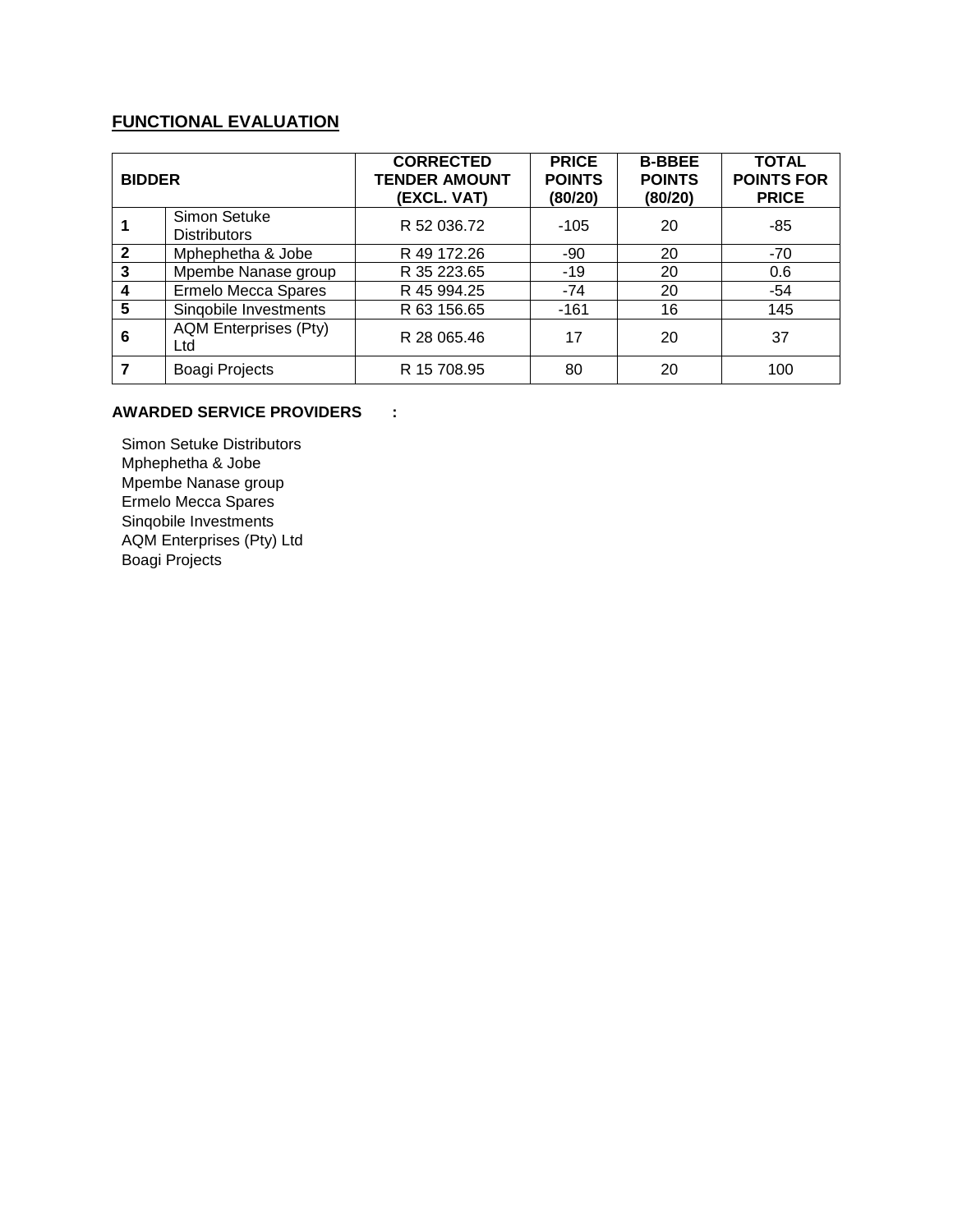## FUNCTIONAL EVALUATION

| BIDDER | | CORRECTED TENDER AMOUNT (EXCL. VAT) | PRICE POINTS (80/20) | B-BBEE POINTS (80/20) | TOTAL POINTS FOR PRICE |
|---|---|---|---|---|---|
| 1 | Simon Setuke Distributors | R 52 036.72 | -105 | 20 | -85 |
| 2 | Mphephetha & Jobe | R 49 172.26 | -90 | 20 | -70 |
| 3 | Mpembe Nanase group | R 35 223.65 | -19 | 20 | 0.6 |
| 4 | Ermelo Mecca Spares | R 45 994.25 | -74 | 20 | -54 |
| 5 | Sinqobile Investments | R 63 156.65 | -161 | 16 | 145 |
| 6 | AQM Enterprises (Pty) Ltd | R 28 065.46 | 17 | 20 | 37 |
| 7 | Boagi Projects | R 15 708.95 | 80 | 20 | 100 |

**AWARDED SERVICE PROVIDERS :**

Simon Setuke Distributors
Mphephetha & Jobe
Mpembe Nanase group
Ermelo Mecca Spares
Sinqobile Investments
AQM Enterprises (Pty) Ltd
Boagi Projects